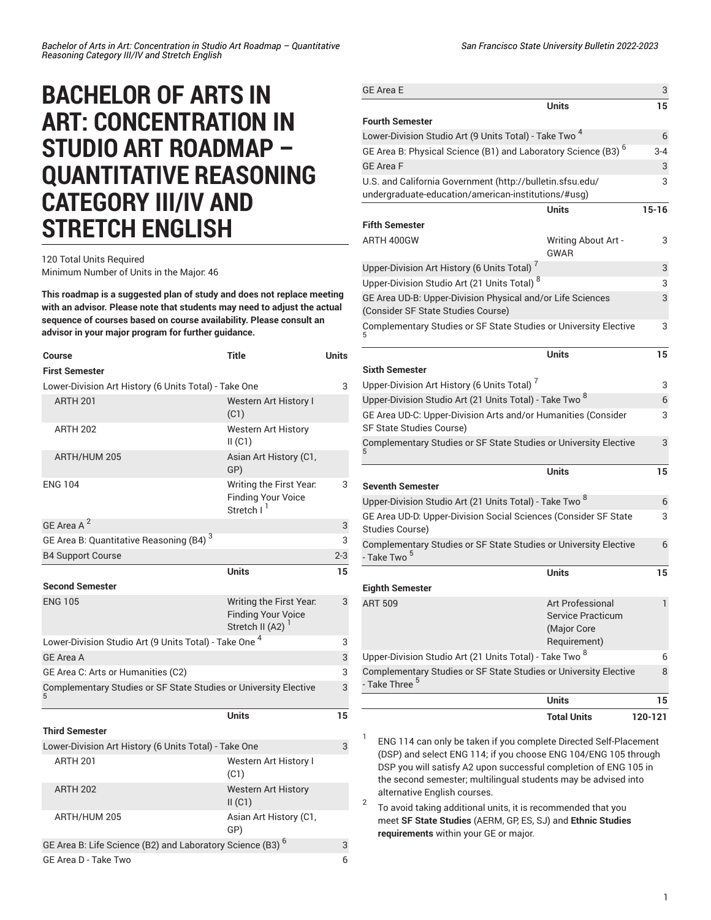# BACHELOR OF ARTS IN ART: CONCENTRATION IN STUDIO ART ROADMAP – QUANTITATIVE REASONING CATEGORY III/IV AND STRETCH ENGLISH

120 Total Units Required
Minimum Number of Units in the Major: 46

**This roadmap is a suggested plan of study and does not replace meeting with an advisor. Please note that students may need to adjust the actual sequence of courses based on course availability. Please consult an advisor in your major program for further guidance.**

| Course | Title | Units |
|---|---|---|
| **First Semester** | | |
| Lower-Division Art History (6 Units Total) - Take One | | 3 |
| ARTH 201 | Western Art History I (C1) | |
| ARTH 202 | Western Art History II (C1) | |
| ARTH/HUM 205 | Asian Art History (C1, GP) | |
| ENG 104 | Writing the First Year: Finding Your Voice Stretch I [1] | 3 |
| GE Area A [2] | | 3 |
| GE Area B: Quantitative Reasoning (B4) [3] | | 3 |
| B4 Support Course | | 2-3 |
| | **Units** | **15** |
| **Second Semester** | | |
| ENG 105 | Writing the First Year: Finding Your Voice Stretch II (A2) [1] | 3 |
| Lower-Division Studio Art (9 Units Total) - Take One [4] | | 3 |
| GE Area A | | 3 |
| GE Area C: Arts or Humanities (C2) | | 3 |
| Complementary Studies or SF State Studies or University Elective [5] | | 3 |
| | **Units** | **15** |
| **Third Semester** | | |
| Lower-Division Art History (6 Units Total) - Take One | | 3 |
| ARTH 201 | Western Art History I (C1) | |
| ARTH 202 | Western Art History II (C1) | |
| ARTH/HUM 205 | Asian Art History (C1, GP) | |
| GE Area B: Life Science (B2) and Laboratory Science (B3) [6] | | 3 |
| GE Area D - Take Two | | 6 |
| GE Area E | | 3 |
| | **Units** | **15** |
| **Fourth Semester** | | |
| Lower-Division Studio Art (9 Units Total) - Take Two [4] | | 6 |
| GE Area B: Physical Science (B1) and Laboratory Science (B3) [6] | | 3-4 |
| GE Area F | | 3 |
| U.S. and California Government (http://bulletin.sfsu.edu/undergraduate-education/american-institutions/#usg) | | 3 |
| | **Units** | **15-16** |
| **Fifth Semester** | | |
| ARTH 400GW | Writing About Art - GWAR | 3 |
| Upper-Division Art History (6 Units Total) [7] | | 3 |
| Upper-Division Studio Art (21 Units Total) [8] | | 3 |
| GE Area UD-B: Upper-Division Physical and/or Life Sciences (Consider SF State Studies Course) | | 3 |
| Complementary Studies or SF State Studies or University Elective [5] | | 3 |
| | **Units** | **15** |
| **Sixth Semester** | | |
| Upper-Division Art History (6 Units Total) [7] | | 3 |
| Upper-Division Studio Art (21 Units Total) - Take Two [8] | | 6 |
| GE Area UD-C: Upper-Division Arts and/or Humanities (Consider SF State Studies Course) | | 3 |
| Complementary Studies or SF State Studies or University Elective [5] | | 3 |
| | **Units** | **15** |
| **Seventh Semester** | | |
| Upper-Division Studio Art (21 Units Total) - Take Two [8] | | 6 |
| GE Area UD-D: Upper-Division Social Sciences (Consider SF State Studies Course) | | 3 |
| Complementary Studies or SF State Studies or University Elective - Take Two [5] | | 6 |
| | **Units** | **15** |
| **Eighth Semester** | | |
| ART 509 | Art Professional Service Practicum (Major Core Requirement) | 1 |
| Upper-Division Studio Art (21 Units Total) - Take Two [8] | | 6 |
| Complementary Studies or SF State Studies or University Elective - Take Three [5] | | 8 |
| | **Units** | **15** |
| | **Total Units** | **120-121** |

1. ENG 114 can only be taken if you complete Directed Self-Placement (DSP) and select ENG 114; if you choose ENG 104/ENG 105 through DSP you will satisfy A2 upon successful completion of ENG 105 in the second semester; multilingual students may be advised into alternative English courses.
2. To avoid taking additional units, it is recommended that you meet **SF State Studies** (AERM, GP, ES, SJ) and **Ethnic Studies requirements** within your GE or major.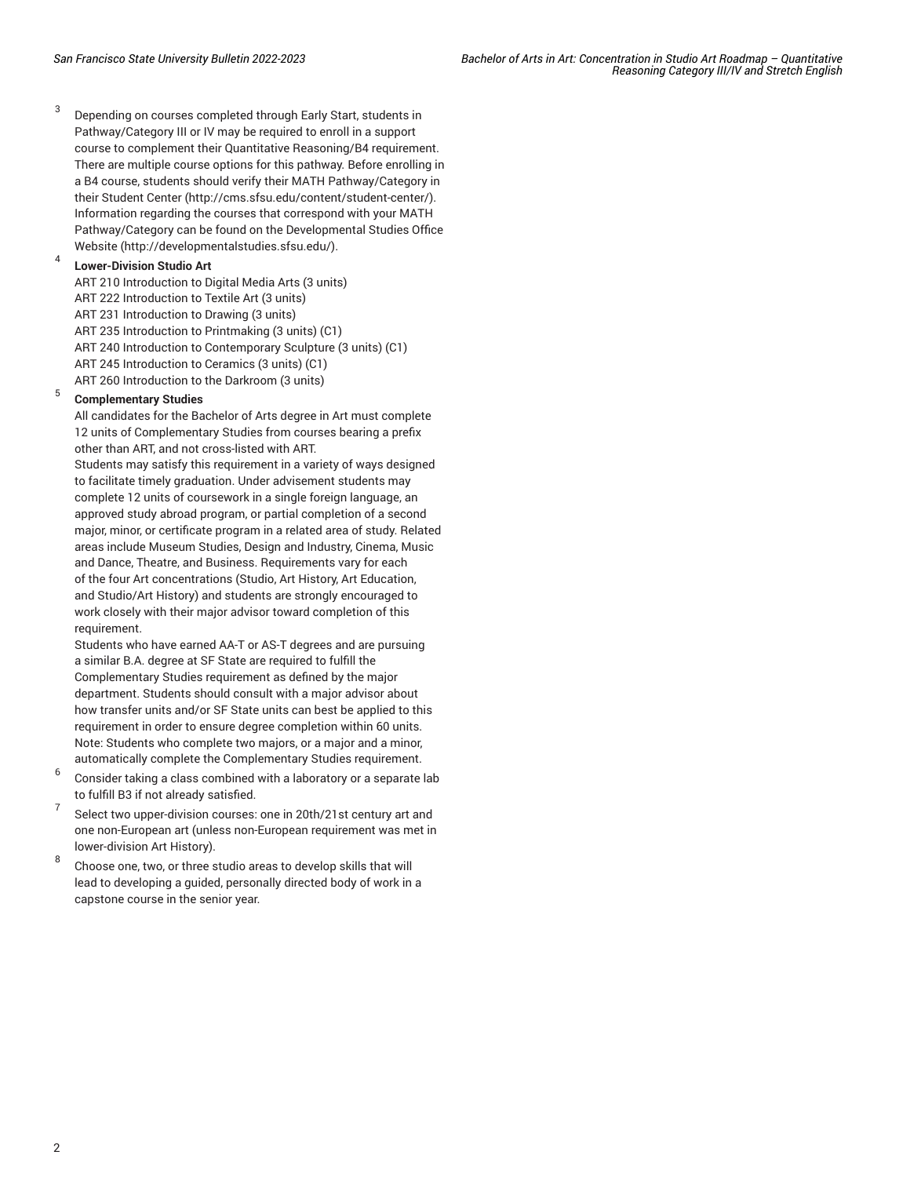[3] Depending on courses completed through Early Start, students in Pathway/Category III or IV may be required to enroll in a support course to complement their Quantitative Reasoning/B4 requirement. There are multiple course options for this pathway. Before enrolling in a B4 course, students should verify their MATH Pathway/Category in their Student Center (http://cms.sfsu.edu/content/student-center/). Information regarding the courses that correspond with your MATH Pathway/Category can be found on the Developmental Studies Office Website (http://developmentalstudies.sfsu.edu/).

[4] **Lower-Division Studio Art**
ART 210 Introduction to Digital Media Arts (3 units)
ART 222 Introduction to Textile Art (3 units)
ART 231 Introduction to Drawing (3 units)
ART 235 Introduction to Printmaking (3 units) (C1)
ART 240 Introduction to Contemporary Sculpture (3 units) (C1)
ART 245 Introduction to Ceramics (3 units) (C1)
ART 260 Introduction to the Darkroom (3 units)

[5] **Complementary Studies**
All candidates for the Bachelor of Arts degree in Art must complete 12 units of Complementary Studies from courses bearing a prefix other than ART, and not cross-listed with ART.
Students may satisfy this requirement in a variety of ways designed to facilitate timely graduation. Under advisement students may complete 12 units of coursework in a single foreign language, an approved study abroad program, or partial completion of a second major, minor, or certificate program in a related area of study. Related areas include Museum Studies, Design and Industry, Cinema, Music and Dance, Theatre, and Business. Requirements vary for each of the four Art concentrations (Studio, Art History, Art Education, and Studio/Art History) and students are strongly encouraged to work closely with their major advisor toward completion of this requirement.
Students who have earned AA-T or AS-T degrees and are pursuing a similar B.A. degree at SF State are required to fulfill the Complementary Studies requirement as defined by the major department. Students should consult with a major advisor about how transfer units and/or SF State units can best be applied to this requirement in order to ensure degree completion within 60 units.
Note: Students who complete two majors, or a major and a minor, automatically complete the Complementary Studies requirement.

[6] Consider taking a class combined with a laboratory or a separate lab to fulfill B3 if not already satisfied.

[7] Select two upper-division courses: one in 20th/21st century art and one non-European art (unless non-European requirement was met in lower-division Art History).

[8] Choose one, two, or three studio areas to develop skills that will lead to developing a guided, personally directed body of work in a capstone course in the senior year.